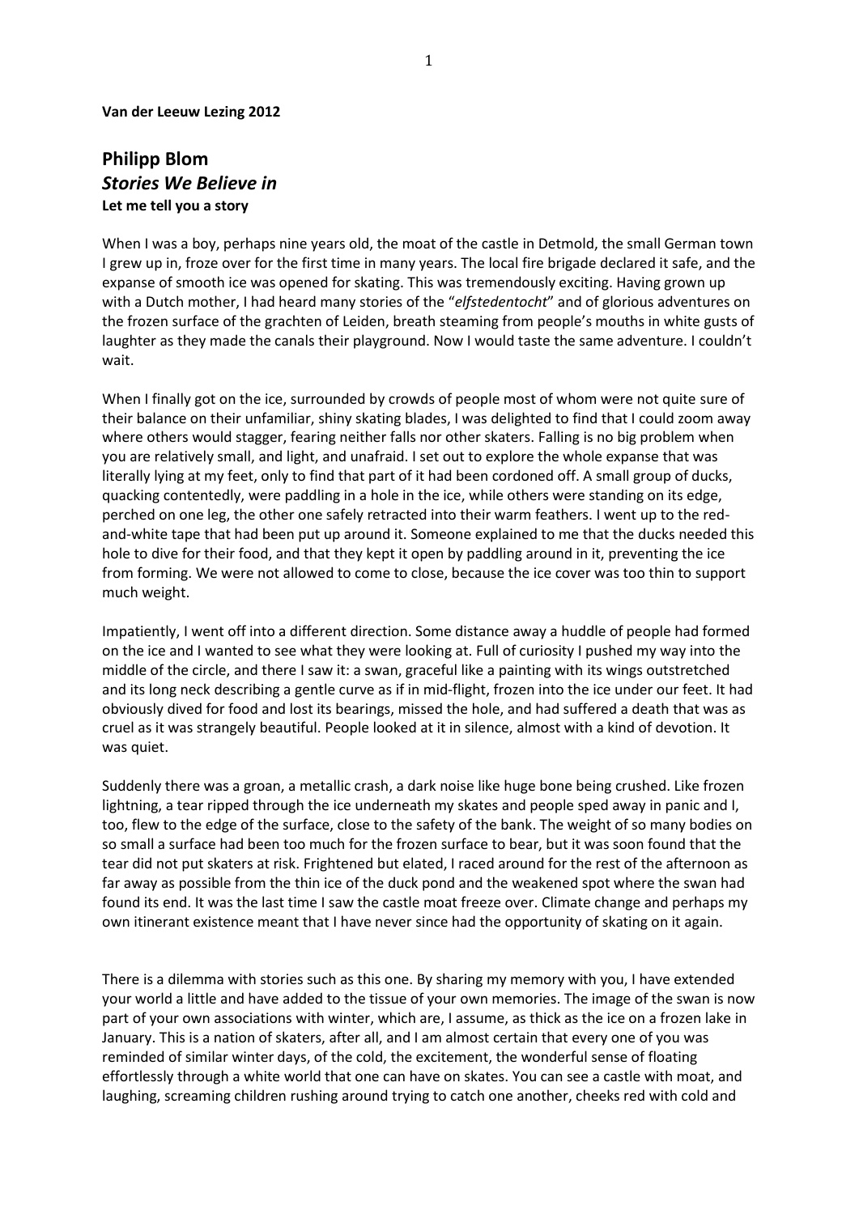**Van der Leeuw Lezing 2012**

## Philipp Blom
## *Stories We Believe in*
**Let me tell you a story**

When I was a boy, perhaps nine years old, the moat of the castle in Detmold, the small German town I grew up in, froze over for the first time in many years. The local fire brigade declared it safe, and the expanse of smooth ice was opened for skating. This was tremendously exciting. Having grown up with a Dutch mother, I had heard many stories of the "*elfstedentocht*" and of glorious adventures on the frozen surface of the grachten of Leiden, breath steaming from people's mouths in white gusts of laughter as they made the canals their playground. Now I would taste the same adventure. I couldn't wait.

When I finally got on the ice, surrounded by crowds of people most of whom were not quite sure of their balance on their unfamiliar, shiny skating blades, I was delighted to find that I could zoom away where others would stagger, fearing neither falls nor other skaters. Falling is no big problem when you are relatively small, and light, and unafraid. I set out to explore the whole expanse that was literally lying at my feet, only to find that part of it had been cordoned off. A small group of ducks, quacking contentedly, were paddling in a hole in the ice, while others were standing on its edge, perched on one leg, the other one safely retracted into their warm feathers. I went up to the red-and-white tape that had been put up around it. Someone explained to me that the ducks needed this hole to dive for their food, and that they kept it open by paddling around in it, preventing the ice from forming. We were not allowed to come to close, because the ice cover was too thin to support much weight.

Impatiently, I went off into a different direction. Some distance away a huddle of people had formed on the ice and I wanted to see what they were looking at. Full of curiosity I pushed my way into the middle of the circle, and there I saw it: a swan, graceful like a painting with its wings outstretched and its long neck describing a gentle curve as if in mid-flight, frozen into the ice under our feet. It had obviously dived for food and lost its bearings, missed the hole, and had suffered a death that was as cruel as it was strangely beautiful. People looked at it in silence, almost with a kind of devotion. It was quiet.

Suddenly there was a groan, a metallic crash, a dark noise like huge bone being crushed. Like frozen lightning, a tear ripped through the ice underneath my skates and people sped away in panic and I, too, flew to the edge of the surface, close to the safety of the bank. The weight of so many bodies on so small a surface had been too much for the frozen surface to bear, but it was soon found that the tear did not put skaters at risk. Frightened but elated, I raced around for the rest of the afternoon as far away as possible from the thin ice of the duck pond and the weakened spot where the swan had found its end. It was the last time I saw the castle moat freeze over. Climate change and perhaps my own itinerant existence meant that I have never since had the opportunity of skating on it again.

There is a dilemma with stories such as this one. By sharing my memory with you, I have extended your world a little and have added to the tissue of your own memories. The image of the swan is now part of your own associations with winter, which are, I assume, as thick as the ice on a frozen lake in January. This is a nation of skaters, after all, and I am almost certain that every one of you was reminded of similar winter days, of the cold, the excitement, the wonderful sense of floating effortlessly through a white world that one can have on skates. You can see a castle with moat, and laughing, screaming children rushing around trying to catch one another, cheeks red with cold and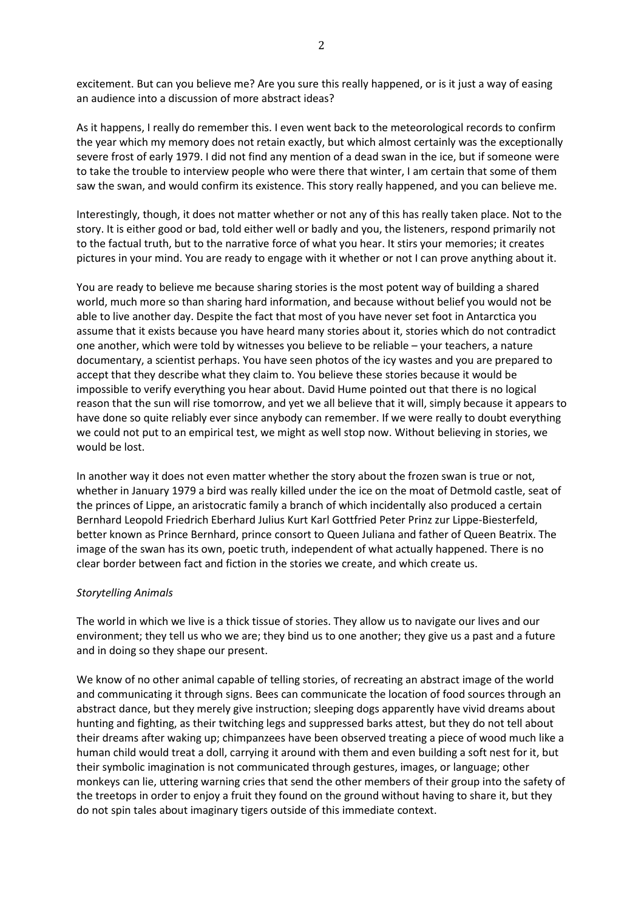excitement. But can you believe me? Are you sure this really happened, or is it just a way of easing an audience into a discussion of more abstract ideas?

As it happens, I really do remember this. I even went back to the meteorological records to confirm the year which my memory does not retain exactly, but which almost certainly was the exceptionally severe frost of early 1979. I did not find any mention of a dead swan in the ice, but if someone were to take the trouble to interview people who were there that winter, I am certain that some of them saw the swan, and would confirm its existence. This story really happened, and you can believe me.

Interestingly, though, it does not matter whether or not any of this has really taken place. Not to the story. It is either good or bad, told either well or badly and you, the listeners, respond primarily not to the factual truth, but to the narrative force of what you hear. It stirs your memories; it creates pictures in your mind. You are ready to engage with it whether or not I can prove anything about it.

You are ready to believe me because sharing stories is the most potent way of building a shared world, much more so than sharing hard information, and because without belief you would not be able to live another day. Despite the fact that most of you have never set foot in Antarctica you assume that it exists because you have heard many stories about it, stories which do not contradict one another, which were told by witnesses you believe to be reliable – your teachers, a nature documentary, a scientist perhaps. You have seen photos of the icy wastes and you are prepared to accept that they describe what they claim to. You believe these stories because it would be impossible to verify everything you hear about. David Hume pointed out that there is no logical reason that the sun will rise tomorrow, and yet we all believe that it will, simply because it appears to have done so quite reliably ever since anybody can remember. If we were really to doubt everything we could not put to an empirical test, we might as well stop now. Without believing in stories, we would be lost.

In another way it does not even matter whether the story about the frozen swan is true or not, whether in January 1979 a bird was really killed under the ice on the moat of Detmold castle, seat of the princes of Lippe, an aristocratic family a branch of which incidentally also produced a certain Bernhard Leopold Friedrich Eberhard Julius Kurt Karl Gottfried Peter Prinz zur Lippe-Biesterfeld, better known as Prince Bernhard, prince consort to Queen Juliana and father of Queen Beatrix. The image of the swan has its own, poetic truth, independent of what actually happened. There is no clear border between fact and fiction in the stories we create, and which create us.

*Storytelling Animals*

The world in which we live is a thick tissue of stories. They allow us to navigate our lives and our environment; they tell us who we are; they bind us to one another; they give us a past and a future and in doing so they shape our present.

We know of no other animal capable of telling stories, of recreating an abstract image of the world and communicating it through signs. Bees can communicate the location of food sources through an abstract dance, but they merely give instruction; sleeping dogs apparently have vivid dreams about hunting and fighting, as their twitching legs and suppressed barks attest, but they do not tell about their dreams after waking up; chimpanzees have been observed treating a piece of wood much like a human child would treat a doll, carrying it around with them and even building a soft nest for it, but their symbolic imagination is not communicated through gestures, images, or language; other monkeys can lie, uttering warning cries that send the other members of their group into the safety of the treetops in order to enjoy a fruit they found on the ground without having to share it, but they do not spin tales about imaginary tigers outside of this immediate context.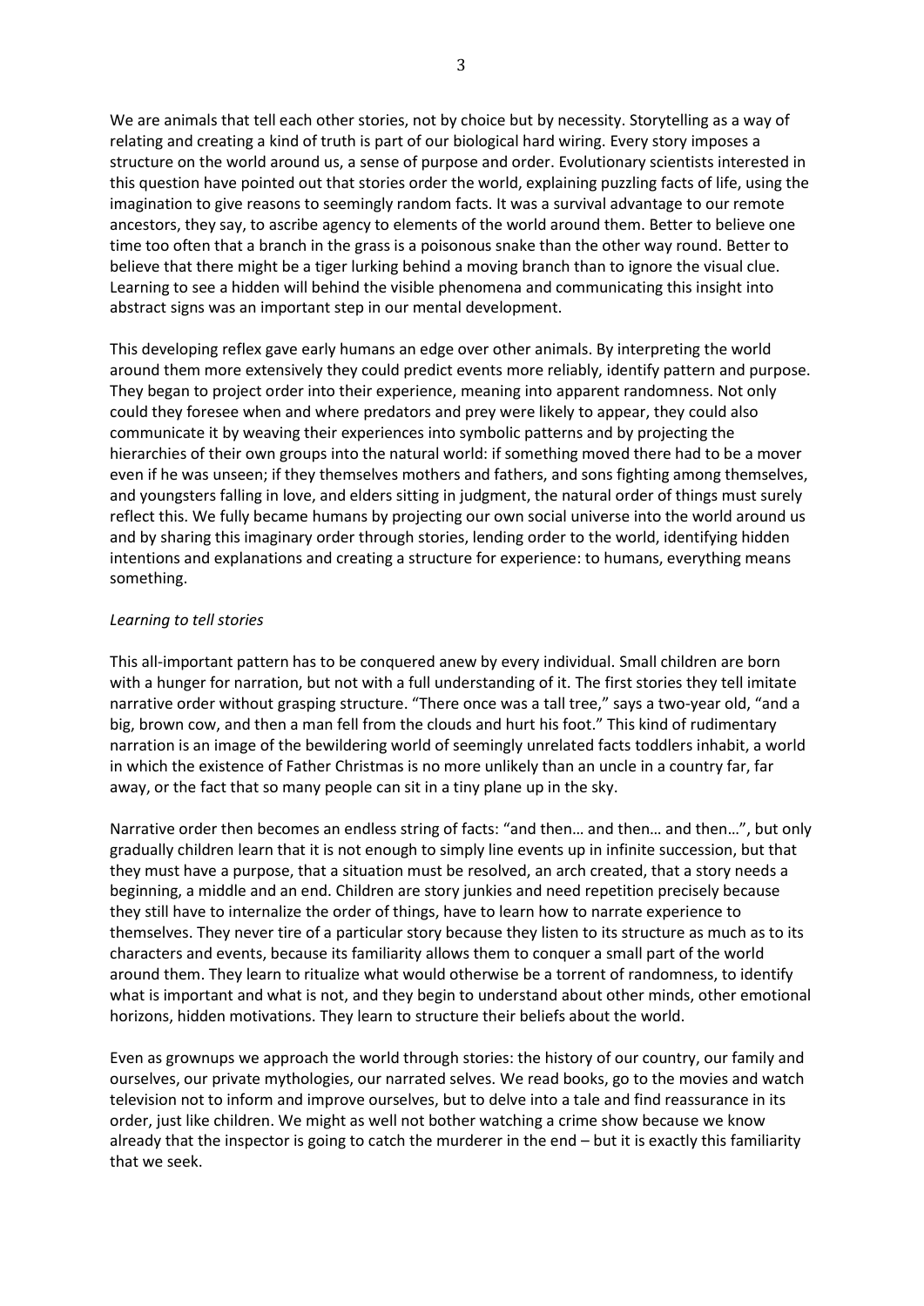We are animals that tell each other stories, not by choice but by necessity. Storytelling as a way of relating and creating a kind of truth is part of our biological hard wiring. Every story imposes a structure on the world around us, a sense of purpose and order. Evolutionary scientists interested in this question have pointed out that stories order the world, explaining puzzling facts of life, using the imagination to give reasons to seemingly random facts. It was a survival advantage to our remote ancestors, they say, to ascribe agency to elements of the world around them. Better to believe one time too often that a branch in the grass is a poisonous snake than the other way round. Better to believe that there might be a tiger lurking behind a moving branch than to ignore the visual clue. Learning to see a hidden will behind the visible phenomena and communicating this insight into abstract signs was an important step in our mental development.

This developing reflex gave early humans an edge over other animals. By interpreting the world around them more extensively they could predict events more reliably, identify pattern and purpose. They began to project order into their experience, meaning into apparent randomness. Not only could they foresee when and where predators and prey were likely to appear, they could also communicate it by weaving their experiences into symbolic patterns and by projecting the hierarchies of their own groups into the natural world: if something moved there had to be a mover even if he was unseen; if they themselves mothers and fathers, and sons fighting among themselves, and youngsters falling in love, and elders sitting in judgment, the natural order of things must surely reflect this. We fully became humans by projecting our own social universe into the world around us and by sharing this imaginary order through stories, lending order to the world, identifying hidden intentions and explanations and creating a structure for experience: to humans, everything means something.

*Learning to tell stories*

This all-important pattern has to be conquered anew by every individual. Small children are born with a hunger for narration, but not with a full understanding of it. The first stories they tell imitate narrative order without grasping structure. "There once was a tall tree," says a two-year old, "and a big, brown cow, and then a man fell from the clouds and hurt his foot." This kind of rudimentary narration is an image of the bewildering world of seemingly unrelated facts toddlers inhabit, a world in which the existence of Father Christmas is no more unlikely than an uncle in a country far, far away, or the fact that so many people can sit in a tiny plane up in the sky.

Narrative order then becomes an endless string of facts: "and then… and then… and then…", but only gradually children learn that it is not enough to simply line events up in infinite succession, but that they must have a purpose, that a situation must be resolved, an arch created, that a story needs a beginning, a middle and an end. Children are story junkies and need repetition precisely because they still have to internalize the order of things, have to learn how to narrate experience to themselves. They never tire of a particular story because they listen to its structure as much as to its characters and events, because its familiarity allows them to conquer a small part of the world around them. They learn to ritualize what would otherwise be a torrent of randomness, to identify what is important and what is not, and they begin to understand about other minds, other emotional horizons, hidden motivations. They learn to structure their beliefs about the world.

Even as grownups we approach the world through stories: the history of our country, our family and ourselves, our private mythologies, our narrated selves. We read books, go to the movies and watch television not to inform and improve ourselves, but to delve into a tale and find reassurance in its order, just like children. We might as well not bother watching a crime show because we know already that the inspector is going to catch the murderer in the end – but it is exactly this familiarity that we seek.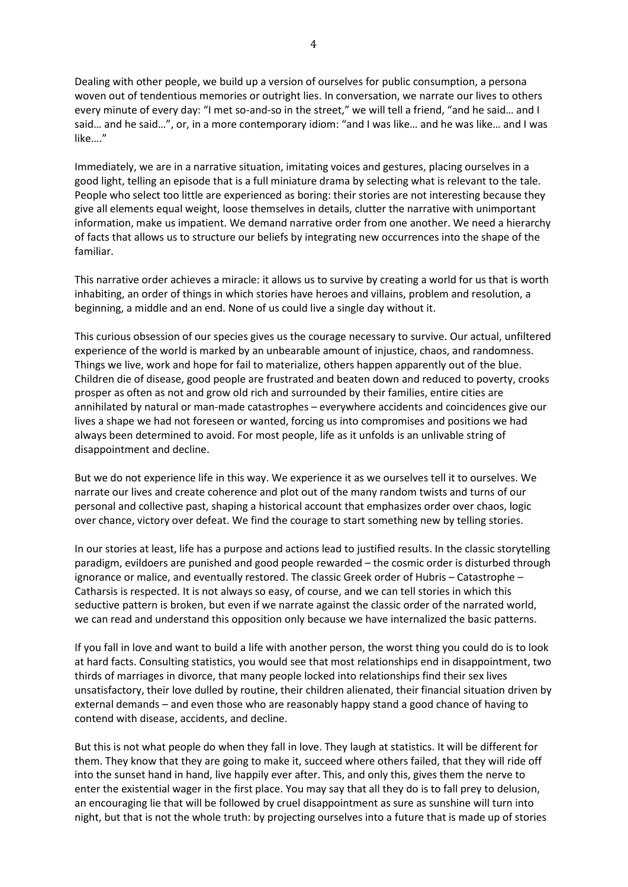Dealing with other people, we build up a version of ourselves for public consumption, a persona woven out of tendentious memories or outright lies. In conversation, we narrate our lives to others every minute of every day: "I met so-and-so in the street," we will tell a friend, "and he said… and I said… and he said…", or, in a more contemporary idiom: "and I was like… and he was like… and I was like…."

Immediately, we are in a narrative situation, imitating voices and gestures, placing ourselves in a good light, telling an episode that is a full miniature drama by selecting what is relevant to the tale. People who select too little are experienced as boring: their stories are not interesting because they give all elements equal weight, loose themselves in details, clutter the narrative with unimportant information, make us impatient. We demand narrative order from one another. We need a hierarchy of facts that allows us to structure our beliefs by integrating new occurrences into the shape of the familiar.

This narrative order achieves a miracle: it allows us to survive by creating a world for us that is worth inhabiting, an order of things in which stories have heroes and villains, problem and resolution, a beginning, a middle and an end. None of us could live a single day without it.

This curious obsession of our species gives us the courage necessary to survive. Our actual, unfiltered experience of the world is marked by an unbearable amount of injustice, chaos, and randomness. Things we live, work and hope for fail to materialize, others happen apparently out of the blue. Children die of disease, good people are frustrated and beaten down and reduced to poverty, crooks prosper as often as not and grow old rich and surrounded by their families, entire cities are annihilated by natural or man-made catastrophes – everywhere accidents and coincidences give our lives a shape we had not foreseen or wanted, forcing us into compromises and positions we had always been determined to avoid. For most people, life as it unfolds is an unlivable string of disappointment and decline.

But we do not experience life in this way. We experience it as we ourselves tell it to ourselves. We narrate our lives and create coherence and plot out of the many random twists and turns of our personal and collective past, shaping a historical account that emphasizes order over chaos, logic over chance, victory over defeat. We find the courage to start something new by telling stories.

In our stories at least, life has a purpose and actions lead to justified results. In the classic storytelling paradigm, evildoers are punished and good people rewarded – the cosmic order is disturbed through ignorance or malice, and eventually restored. The classic Greek order of Hubris – Catastrophe – Catharsis is respected. It is not always so easy, of course, and we can tell stories in which this seductive pattern is broken, but even if we narrate against the classic order of the narrated world, we can read and understand this opposition only because we have internalized the basic patterns.

If you fall in love and want to build a life with another person, the worst thing you could do is to look at hard facts. Consulting statistics, you would see that most relationships end in disappointment, two thirds of marriages in divorce, that many people locked into relationships find their sex lives unsatisfactory, their love dulled by routine, their children alienated, their financial situation driven by external demands – and even those who are reasonably happy stand a good chance of having to contend with disease, accidents, and decline.

But this is not what people do when they fall in love. They laugh at statistics. It will be different for them. They know that they are going to make it, succeed where others failed, that they will ride off into the sunset hand in hand, live happily ever after. This, and only this, gives them the nerve to enter the existential wager in the first place. You may say that all they do is to fall prey to delusion, an encouraging lie that will be followed by cruel disappointment as sure as sunshine will turn into night, but that is not the whole truth: by projecting ourselves into a future that is made up of stories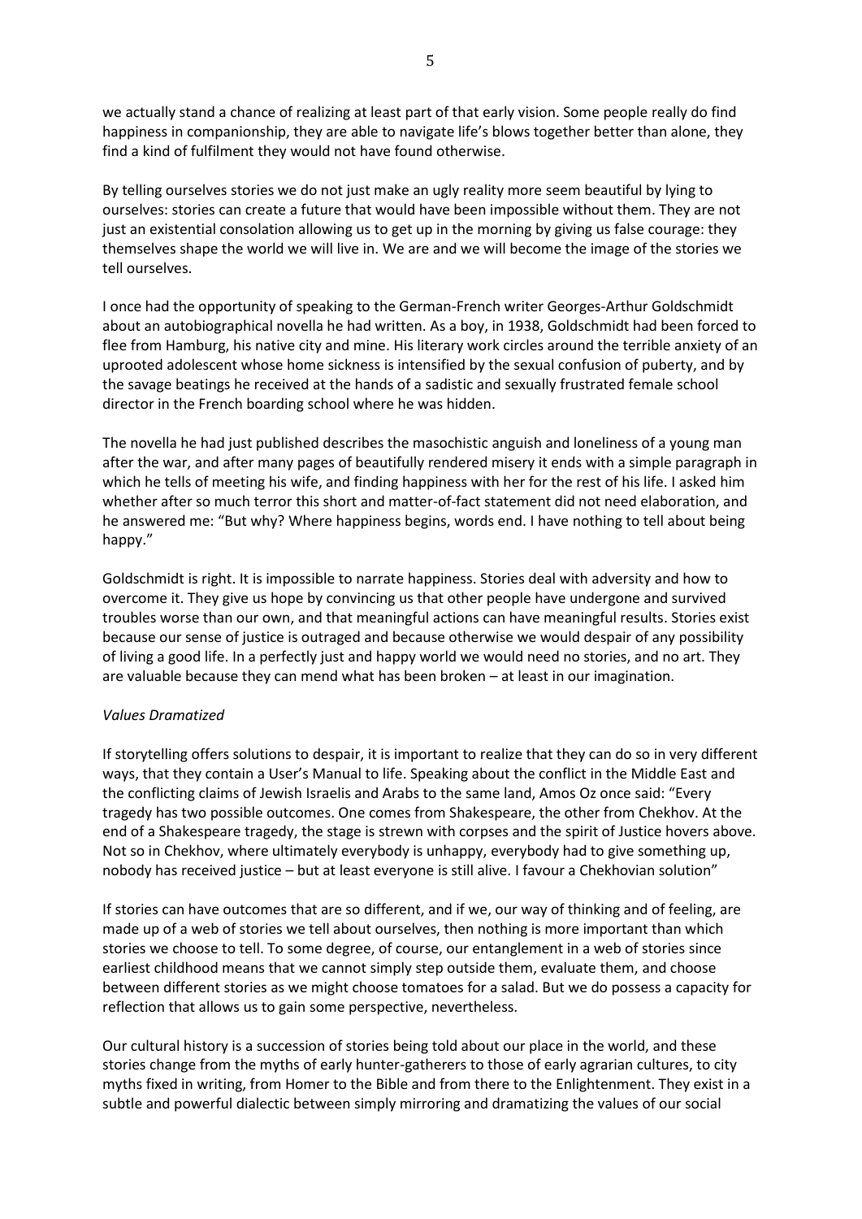we actually stand a chance of realizing at least part of that early vision. Some people really do find happiness in companionship, they are able to navigate life's blows together better than alone, they find a kind of fulfilment they would not have found otherwise.

By telling ourselves stories we do not just make an ugly reality more seem beautiful by lying to ourselves: stories can create a future that would have been impossible without them. They are not just an existential consolation allowing us to get up in the morning by giving us false courage: they themselves shape the world we will live in. We are and we will become the image of the stories we tell ourselves.

I once had the opportunity of speaking to the German-French writer Georges-Arthur Goldschmidt about an autobiographical novella he had written. As a boy, in 1938, Goldschmidt had been forced to flee from Hamburg, his native city and mine. His literary work circles around the terrible anxiety of an uprooted adolescent whose home sickness is intensified by the sexual confusion of puberty, and by the savage beatings he received at the hands of a sadistic and sexually frustrated female school director in the French boarding school where he was hidden.

The novella he had just published describes the masochistic anguish and loneliness of a young man after the war, and after many pages of beautifully rendered misery it ends with a simple paragraph in which he tells of meeting his wife, and finding happiness with her for the rest of his life. I asked him whether after so much terror this short and matter-of-fact statement did not need elaboration, and he answered me: "But why? Where happiness begins, words end. I have nothing to tell about being happy."

Goldschmidt is right. It is impossible to narrate happiness. Stories deal with adversity and how to overcome it. They give us hope by convincing us that other people have undergone and survived troubles worse than our own, and that meaningful actions can have meaningful results. Stories exist because our sense of justice is outraged and because otherwise we would despair of any possibility of living a good life. In a perfectly just and happy world we would need no stories, and no art. They are valuable because they can mend what has been broken – at least in our imagination.

*Values Dramatized*

If storytelling offers solutions to despair, it is important to realize that they can do so in very different ways, that they contain a User's Manual to life. Speaking about the conflict in the Middle East and the conflicting claims of Jewish Israelis and Arabs to the same land, Amos Oz once said: "Every tragedy has two possible outcomes. One comes from Shakespeare, the other from Chekhov. At the end of a Shakespeare tragedy, the stage is strewn with corpses and the spirit of Justice hovers above. Not so in Chekhov, where ultimately everybody is unhappy, everybody had to give something up, nobody has received justice – but at least everyone is still alive. I favour a Chekhovian solution"

If stories can have outcomes that are so different, and if we, our way of thinking and of feeling, are made up of a web of stories we tell about ourselves, then nothing is more important than which stories we choose to tell. To some degree, of course, our entanglement in a web of stories since earliest childhood means that we cannot simply step outside them, evaluate them, and choose between different stories as we might choose tomatoes for a salad. But we do possess a capacity for reflection that allows us to gain some perspective, nevertheless.

Our cultural history is a succession of stories being told about our place in the world, and these stories change from the myths of early hunter-gatherers to those of early agrarian cultures, to city myths fixed in writing, from Homer to the Bible and from there to the Enlightenment. They exist in a subtle and powerful dialectic between simply mirroring and dramatizing the values of our social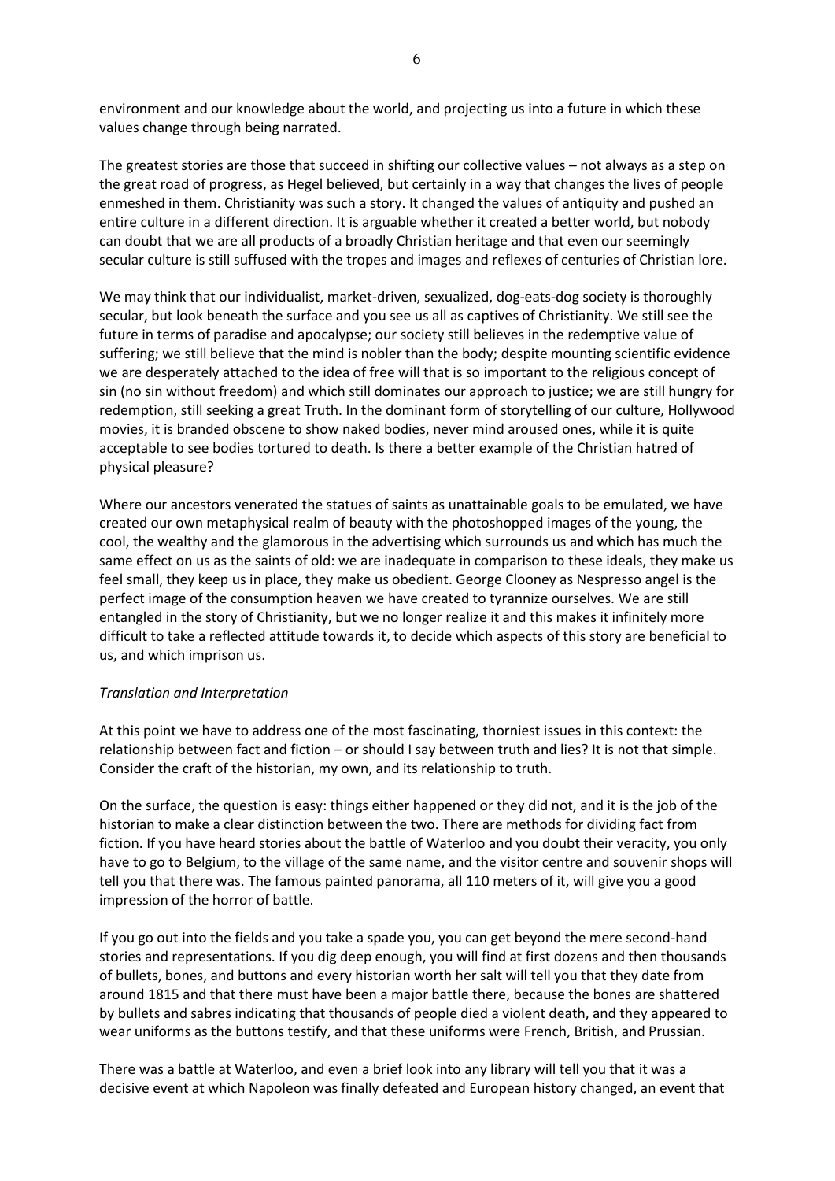environment and our knowledge about the world, and projecting us into a future in which these values change through being narrated.

The greatest stories are those that succeed in shifting our collective values – not always as a step on the great road of progress, as Hegel believed, but certainly in a way that changes the lives of people enmeshed in them. Christianity was such a story. It changed the values of antiquity and pushed an entire culture in a different direction. It is arguable whether it created a better world, but nobody can doubt that we are all products of a broadly Christian heritage and that even our seemingly secular culture is still suffused with the tropes and images and reflexes of centuries of Christian lore.

We may think that our individualist, market-driven, sexualized, dog-eats-dog society is thoroughly secular, but look beneath the surface and you see us all as captives of Christianity. We still see the future in terms of paradise and apocalypse; our society still believes in the redemptive value of suffering; we still believe that the mind is nobler than the body; despite mounting scientific evidence we are desperately attached to the idea of free will that is so important to the religious concept of sin (no sin without freedom) and which still dominates our approach to justice; we are still hungry for redemption, still seeking a great Truth. In the dominant form of storytelling of our culture, Hollywood movies, it is branded obscene to show naked bodies, never mind aroused ones, while it is quite acceptable to see bodies tortured to death. Is there a better example of the Christian hatred of physical pleasure?

Where our ancestors venerated the statues of saints as unattainable goals to be emulated, we have created our own metaphysical realm of beauty with the photoshopped images of the young, the cool, the wealthy and the glamorous in the advertising which surrounds us and which has much the same effect on us as the saints of old: we are inadequate in comparison to these ideals, they make us feel small, they keep us in place, they make us obedient. George Clooney as Nespresso angel is the perfect image of the consumption heaven we have created to tyrannize ourselves. We are still entangled in the story of Christianity, but we no longer realize it and this makes it infinitely more difficult to take a reflected attitude towards it, to decide which aspects of this story are beneficial to us, and which imprison us.

*Translation and Interpretation*

At this point we have to address one of the most fascinating, thorniest issues in this context: the relationship between fact and fiction – or should I say between truth and lies? It is not that simple. Consider the craft of the historian, my own, and its relationship to truth.

On the surface, the question is easy: things either happened or they did not, and it is the job of the historian to make a clear distinction between the two. There are methods for dividing fact from fiction. If you have heard stories about the battle of Waterloo and you doubt their veracity, you only have to go to Belgium, to the village of the same name, and the visitor centre and souvenir shops will tell you that there was. The famous painted panorama, all 110 meters of it, will give you a good impression of the horror of battle.

If you go out into the fields and you take a spade you, you can get beyond the mere second-hand stories and representations. If you dig deep enough, you will find at first dozens and then thousands of bullets, bones, and buttons and every historian worth her salt will tell you that they date from around 1815 and that there must have been a major battle there, because the bones are shattered by bullets and sabres indicating that thousands of people died a violent death, and they appeared to wear uniforms as the buttons testify, and that these uniforms were French, British, and Prussian.

There was a battle at Waterloo, and even a brief look into any library will tell you that it was a decisive event at which Napoleon was finally defeated and European history changed, an event that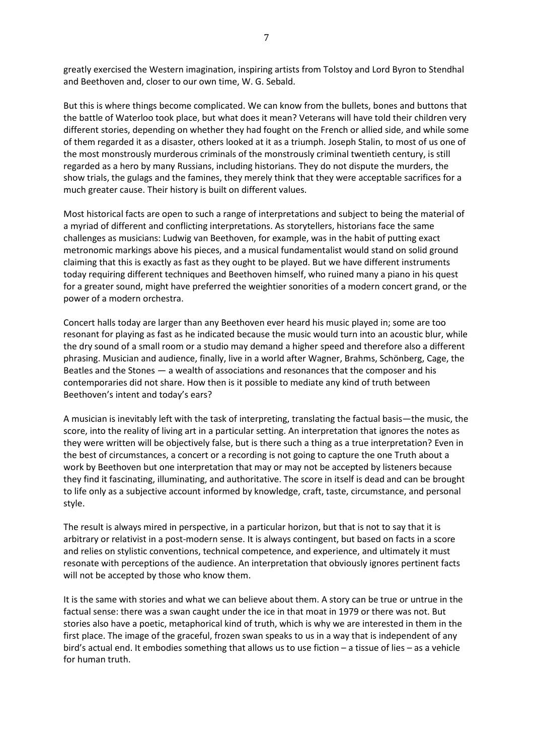greatly exercised the Western imagination, inspiring artists from Tolstoy and Lord Byron to Stendhal and Beethoven and, closer to our own time, W. G. Sebald.

But this is where things become complicated. We can know from the bullets, bones and buttons that the battle of Waterloo took place, but what does it mean? Veterans will have told their children very different stories, depending on whether they had fought on the French or allied side, and while some of them regarded it as a disaster, others looked at it as a triumph. Joseph Stalin, to most of us one of the most monstrously murderous criminals of the monstrously criminal twentieth century, is still regarded as a hero by many Russians, including historians. They do not dispute the murders, the show trials, the gulags and the famines, they merely think that they were acceptable sacrifices for a much greater cause. Their history is built on different values.

Most historical facts are open to such a range of interpretations and subject to being the material of a myriad of different and conflicting interpretations. As storytellers, historians face the same challenges as musicians: Ludwig van Beethoven, for example, was in the habit of putting exact metronomic markings above his pieces, and a musical fundamentalist would stand on solid ground claiming that this is exactly as fast as they ought to be played. But we have different instruments today requiring different techniques and Beethoven himself, who ruined many a piano in his quest for a greater sound, might have preferred the weightier sonorities of a modern concert grand, or the power of a modern orchestra.

Concert halls today are larger than any Beethoven ever heard his music played in; some are too resonant for playing as fast as he indicated because the music would turn into an acoustic blur, while the dry sound of a small room or a studio may demand a higher speed and therefore also a different phrasing. Musician and audience, finally, live in a world after Wagner, Brahms, Schönberg, Cage, the Beatles and the Stones — a wealth of associations and resonances that the composer and his contemporaries did not share. How then is it possible to mediate any kind of truth between Beethoven's intent and today's ears?

A musician is inevitably left with the task of interpreting, translating the factual basis—the music, the score, into the reality of living art in a particular setting. An interpretation that ignores the notes as they were written will be objectively false, but is there such a thing as a true interpretation? Even in the best of circumstances, a concert or a recording is not going to capture the one Truth about a work by Beethoven but one interpretation that may or may not be accepted by listeners because they find it fascinating, illuminating, and authoritative. The score in itself is dead and can be brought to life only as a subjective account informed by knowledge, craft, taste, circumstance, and personal style.

The result is always mired in perspective, in a particular horizon, but that is not to say that it is arbitrary or relativist in a post-modern sense. It is always contingent, but based on facts in a score and relies on stylistic conventions, technical competence, and experience, and ultimately it must resonate with perceptions of the audience. An interpretation that obviously ignores pertinent facts will not be accepted by those who know them.

It is the same with stories and what we can believe about them. A story can be true or untrue in the factual sense: there was a swan caught under the ice in that moat in 1979 or there was not. But stories also have a poetic, metaphorical kind of truth, which is why we are interested in them in the first place. The image of the graceful, frozen swan speaks to us in a way that is independent of any bird's actual end. It embodies something that allows us to use fiction – a tissue of lies – as a vehicle for human truth.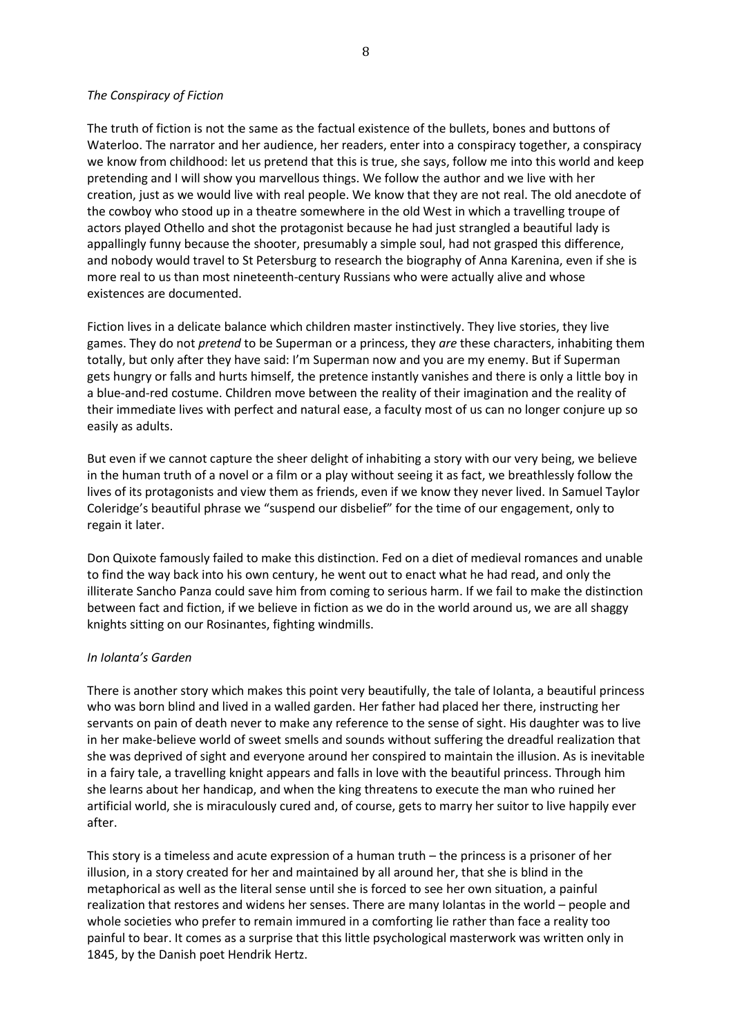*The Conspiracy of Fiction*

The truth of fiction is not the same as the factual existence of the bullets, bones and buttons of Waterloo. The narrator and her audience, her readers, enter into a conspiracy together, a conspiracy we know from childhood: let us pretend that this is true, she says, follow me into this world and keep pretending and I will show you marvellous things. We follow the author and we live with her creation, just as we would live with real people. We know that they are not real. The old anecdote of the cowboy who stood up in a theatre somewhere in the old West in which a travelling troupe of actors played Othello and shot the protagonist because he had just strangled a beautiful lady is appallingly funny because the shooter, presumably a simple soul, had not grasped this difference, and nobody would travel to St Petersburg to research the biography of Anna Karenina, even if she is more real to us than most nineteenth-century Russians who were actually alive and whose existences are documented.

Fiction lives in a delicate balance which children master instinctively. They live stories, they live games. They do not *pretend* to be Superman or a princess, they *are* these characters, inhabiting them totally, but only after they have said: I'm Superman now and you are my enemy. But if Superman gets hungry or falls and hurts himself, the pretence instantly vanishes and there is only a little boy in a blue-and-red costume. Children move between the reality of their imagination and the reality of their immediate lives with perfect and natural ease, a faculty most of us can no longer conjure up so easily as adults.

But even if we cannot capture the sheer delight of inhabiting a story with our very being, we believe in the human truth of a novel or a film or a play without seeing it as fact, we breathlessly follow the lives of its protagonists and view them as friends, even if we know they never lived. In Samuel Taylor Coleridge's beautiful phrase we "suspend our disbelief" for the time of our engagement, only to regain it later.

Don Quixote famously failed to make this distinction. Fed on a diet of medieval romances and unable to find the way back into his own century, he went out to enact what he had read, and only the illiterate Sancho Panza could save him from coming to serious harm. If we fail to make the distinction between fact and fiction, if we believe in fiction as we do in the world around us, we are all shaggy knights sitting on our Rosinantes, fighting windmills.

*In Iolanta's Garden*

There is another story which makes this point very beautifully, the tale of Iolanta, a beautiful princess who was born blind and lived in a walled garden. Her father had placed her there, instructing her servants on pain of death never to make any reference to the sense of sight. His daughter was to live in her make-believe world of sweet smells and sounds without suffering the dreadful realization that she was deprived of sight and everyone around her conspired to maintain the illusion. As is inevitable in a fairy tale, a travelling knight appears and falls in love with the beautiful princess. Through him she learns about her handicap, and when the king threatens to execute the man who ruined her artificial world, she is miraculously cured and, of course, gets to marry her suitor to live happily ever after.

This story is a timeless and acute expression of a human truth – the princess is a prisoner of her illusion, in a story created for her and maintained by all around her, that she is blind in the metaphorical as well as the literal sense until she is forced to see her own situation, a painful realization that restores and widens her senses. There are many Iolantas in the world – people and whole societies who prefer to remain immured in a comforting lie rather than face a reality too painful to bear. It comes as a surprise that this little psychological masterwork was written only in 1845, by the Danish poet Hendrik Hertz.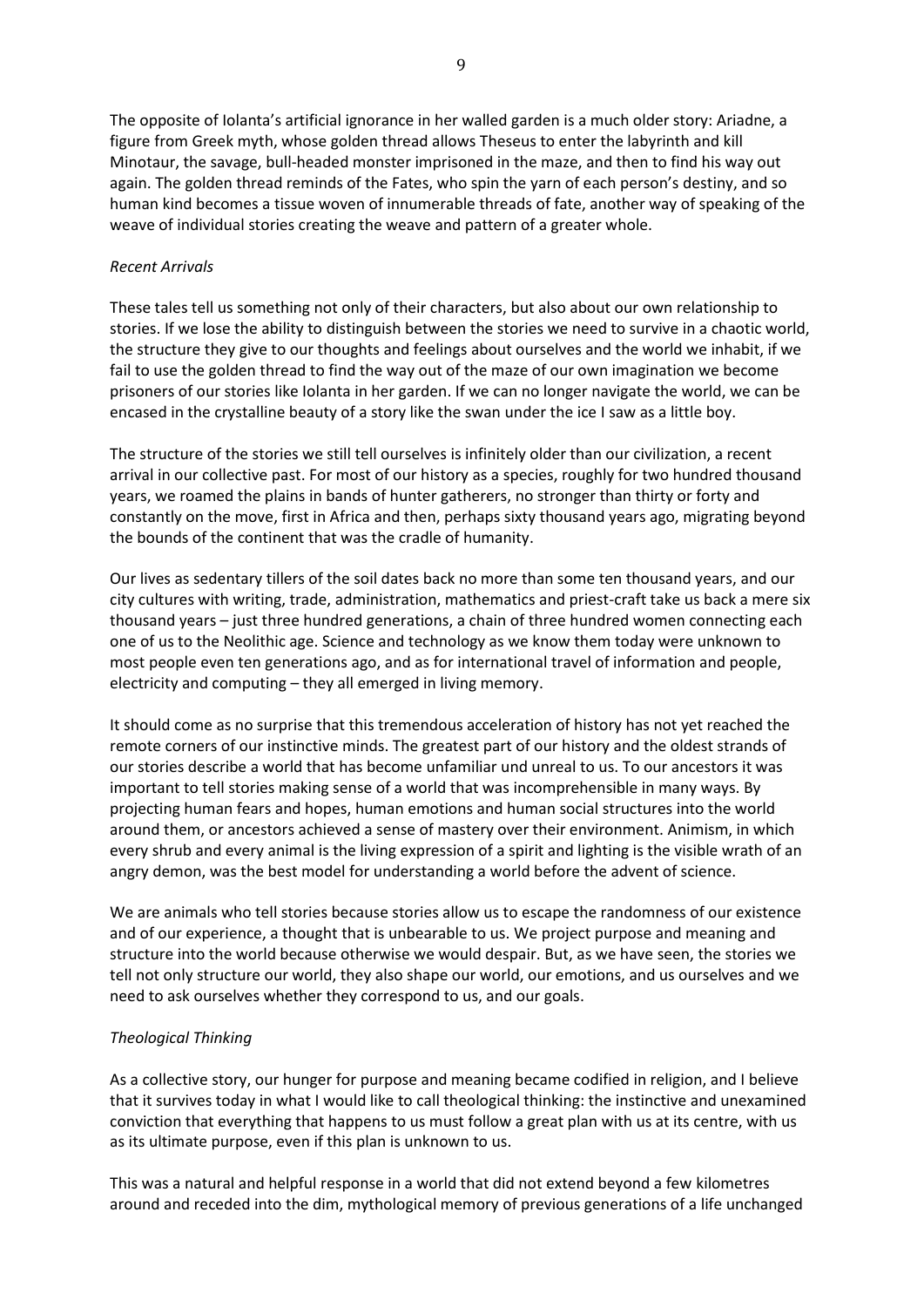The opposite of Iolanta's artificial ignorance in her walled garden is a much older story: Ariadne, a figure from Greek myth, whose golden thread allows Theseus to enter the labyrinth and kill Minotaur, the savage, bull-headed monster imprisoned in the maze, and then to find his way out again. The golden thread reminds of the Fates, who spin the yarn of each person's destiny, and so human kind becomes a tissue woven of innumerable threads of fate, another way of speaking of the weave of individual stories creating the weave and pattern of a greater whole.

*Recent Arrivals*

These tales tell us something not only of their characters, but also about our own relationship to stories. If we lose the ability to distinguish between the stories we need to survive in a chaotic world, the structure they give to our thoughts and feelings about ourselves and the world we inhabit, if we fail to use the golden thread to find the way out of the maze of our own imagination we become prisoners of our stories like Iolanta in her garden. If we can no longer navigate the world, we can be encased in the crystalline beauty of a story like the swan under the ice I saw as a little boy.

The structure of the stories we still tell ourselves is infinitely older than our civilization, a recent arrival in our collective past. For most of our history as a species, roughly for two hundred thousand years, we roamed the plains in bands of hunter gatherers, no stronger than thirty or forty and constantly on the move, first in Africa and then, perhaps sixty thousand years ago, migrating beyond the bounds of the continent that was the cradle of humanity.

Our lives as sedentary tillers of the soil dates back no more than some ten thousand years, and our city cultures with writing, trade, administration, mathematics and priest-craft take us back a mere six thousand years – just three hundred generations, a chain of three hundred women connecting each one of us to the Neolithic age. Science and technology as we know them today were unknown to most people even ten generations ago, and as for international travel of information and people, electricity and computing – they all emerged in living memory.

It should come as no surprise that this tremendous acceleration of history has not yet reached the remote corners of our instinctive minds. The greatest part of our history and the oldest strands of our stories describe a world that has become unfamiliar und unreal to us. To our ancestors it was important to tell stories making sense of a world that was incomprehensible in many ways. By projecting human fears and hopes, human emotions and human social structures into the world around them, or ancestors achieved a sense of mastery over their environment. Animism, in which every shrub and every animal is the living expression of a spirit and lighting is the visible wrath of an angry demon, was the best model for understanding a world before the advent of science.

We are animals who tell stories because stories allow us to escape the randomness of our existence and of our experience, a thought that is unbearable to us. We project purpose and meaning and structure into the world because otherwise we would despair. But, as we have seen, the stories we tell not only structure our world, they also shape our world, our emotions, and us ourselves and we need to ask ourselves whether they correspond to us, and our goals.

*Theological Thinking*

As a collective story, our hunger for purpose and meaning became codified in religion, and I believe that it survives today in what I would like to call theological thinking: the instinctive and unexamined conviction that everything that happens to us must follow a great plan with us at its centre, with us as its ultimate purpose, even if this plan is unknown to us.

This was a natural and helpful response in a world that did not extend beyond a few kilometres around and receded into the dim, mythological memory of previous generations of a life unchanged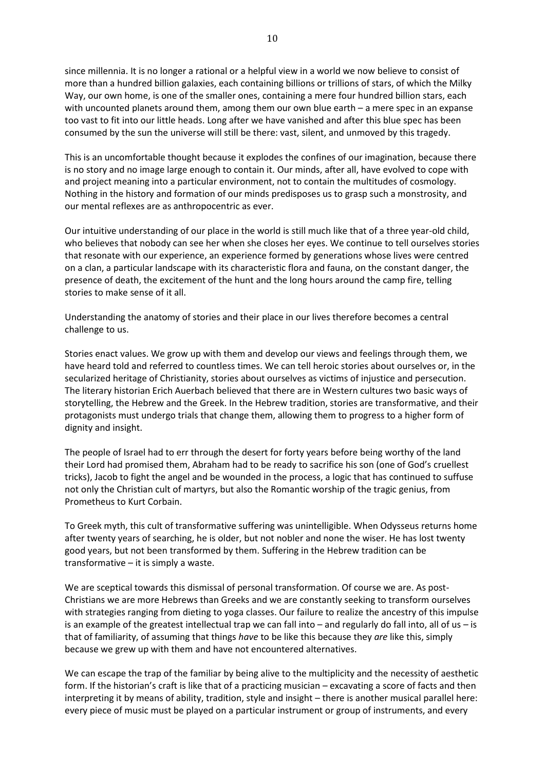since millennia. It is no longer a rational or a helpful view in a world we now believe to consist of more than a hundred billion galaxies, each containing billions or trillions of stars, of which the Milky Way, our own home, is one of the smaller ones, containing a mere four hundred billion stars, each with uncounted planets around them, among them our own blue earth – a mere spec in an expanse too vast to fit into our little heads. Long after we have vanished and after this blue spec has been consumed by the sun the universe will still be there: vast, silent, and unmoved by this tragedy.

This is an uncomfortable thought because it explodes the confines of our imagination, because there is no story and no image large enough to contain it. Our minds, after all, have evolved to cope with and project meaning into a particular environment, not to contain the multitudes of cosmology. Nothing in the history and formation of our minds predisposes us to grasp such a monstrosity, and our mental reflexes are as anthropocentric as ever.

Our intuitive understanding of our place in the world is still much like that of a three year-old child, who believes that nobody can see her when she closes her eyes. We continue to tell ourselves stories that resonate with our experience, an experience formed by generations whose lives were centred on a clan, a particular landscape with its characteristic flora and fauna, on the constant danger, the presence of death, the excitement of the hunt and the long hours around the camp fire, telling stories to make sense of it all.

Understanding the anatomy of stories and their place in our lives therefore becomes a central challenge to us.

Stories enact values. We grow up with them and develop our views and feelings through them, we have heard told and referred to countless times. We can tell heroic stories about ourselves or, in the secularized heritage of Christianity, stories about ourselves as victims of injustice and persecution. The literary historian Erich Auerbach believed that there are in Western cultures two basic ways of storytelling, the Hebrew and the Greek. In the Hebrew tradition, stories are transformative, and their protagonists must undergo trials that change them, allowing them to progress to a higher form of dignity and insight.

The people of Israel had to err through the desert for forty years before being worthy of the land their Lord had promised them, Abraham had to be ready to sacrifice his son (one of God's cruellest tricks), Jacob to fight the angel and be wounded in the process, a logic that has continued to suffuse not only the Christian cult of martyrs, but also the Romantic worship of the tragic genius, from Prometheus to Kurt Corbain.

To Greek myth, this cult of transformative suffering was unintelligible. When Odysseus returns home after twenty years of searching, he is older, but not nobler and none the wiser. He has lost twenty good years, but not been transformed by them. Suffering in the Hebrew tradition can be transformative – it is simply a waste.

We are sceptical towards this dismissal of personal transformation. Of course we are. As post-Christians we are more Hebrews than Greeks and we are constantly seeking to transform ourselves with strategies ranging from dieting to yoga classes. Our failure to realize the ancestry of this impulse is an example of the greatest intellectual trap we can fall into – and regularly do fall into, all of us – is that of familiarity, of assuming that things *have* to be like this because they *are* like this, simply because we grew up with them and have not encountered alternatives.

We can escape the trap of the familiar by being alive to the multiplicity and the necessity of aesthetic form. If the historian's craft is like that of a practicing musician – excavating a score of facts and then interpreting it by means of ability, tradition, style and insight – there is another musical parallel here: every piece of music must be played on a particular instrument or group of instruments, and every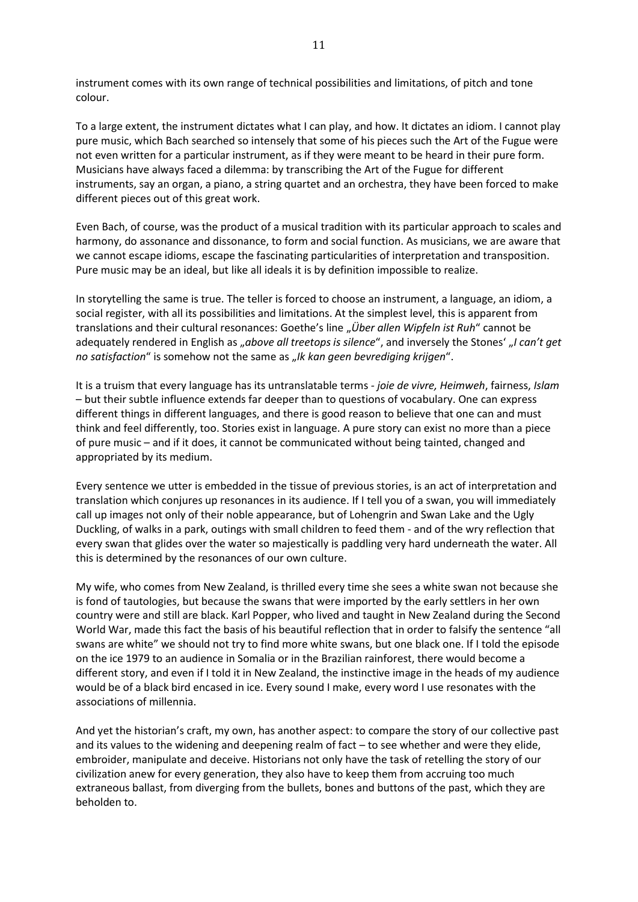instrument comes with its own range of technical possibilities and limitations, of pitch and tone colour.

To a large extent, the instrument dictates what I can play, and how. It dictates an idiom. I cannot play pure music, which Bach searched so intensely that some of his pieces such the Art of the Fugue were not even written for a particular instrument, as if they were meant to be heard in their pure form. Musicians have always faced a dilemma: by transcribing the Art of the Fugue for different instruments, say an organ, a piano, a string quartet and an orchestra, they have been forced to make different pieces out of this great work.

Even Bach, of course, was the product of a musical tradition with its particular approach to scales and harmony, do assonance and dissonance, to form and social function. As musicians, we are aware that we cannot escape idioms, escape the fascinating particularities of interpretation and transposition. Pure music may be an ideal, but like all ideals it is by definition impossible to realize.

In storytelling the same is true. The teller is forced to choose an instrument, a language, an idiom, a social register, with all its possibilities and limitations. At the simplest level, this is apparent from translations and their cultural resonances: Goethe's line „*Über allen Wipfeln ist Ruh*" cannot be adequately rendered in English as „*above all treetops is silence*", and inversely the Stones' „*I can't get no satisfaction*" is somehow not the same as „*Ik kan geen bevrediging krijgen*".

It is a truism that every language has its untranslatable terms - *joie de vivre, Heimweh*, fairness, *Islam* – but their subtle influence extends far deeper than to questions of vocabulary. One can express different things in different languages, and there is good reason to believe that one can and must think and feel differently, too. Stories exist in language. A pure story can exist no more than a piece of pure music – and if it does, it cannot be communicated without being tainted, changed and appropriated by its medium.

Every sentence we utter is embedded in the tissue of previous stories, is an act of interpretation and translation which conjures up resonances in its audience. If I tell you of a swan, you will immediately call up images not only of their noble appearance, but of Lohengrin and Swan Lake and the Ugly Duckling, of walks in a park, outings with small children to feed them - and of the wry reflection that every swan that glides over the water so majestically is paddling very hard underneath the water. All this is determined by the resonances of our own culture.

My wife, who comes from New Zealand, is thrilled every time she sees a white swan not because she is fond of tautologies, but because the swans that were imported by the early settlers in her own country were and still are black. Karl Popper, who lived and taught in New Zealand during the Second World War, made this fact the basis of his beautiful reflection that in order to falsify the sentence "all swans are white" we should not try to find more white swans, but one black one. If I told the episode on the ice 1979 to an audience in Somalia or in the Brazilian rainforest, there would become a different story, and even if I told it in New Zealand, the instinctive image in the heads of my audience would be of a black bird encased in ice. Every sound I make, every word I use resonates with the associations of millennia.

And yet the historian's craft, my own, has another aspect: to compare the story of our collective past and its values to the widening and deepening realm of fact – to see whether and were they elide, embroider, manipulate and deceive. Historians not only have the task of retelling the story of our civilization anew for every generation, they also have to keep them from accruing too much extraneous ballast, from diverging from the bullets, bones and buttons of the past, which they are beholden to.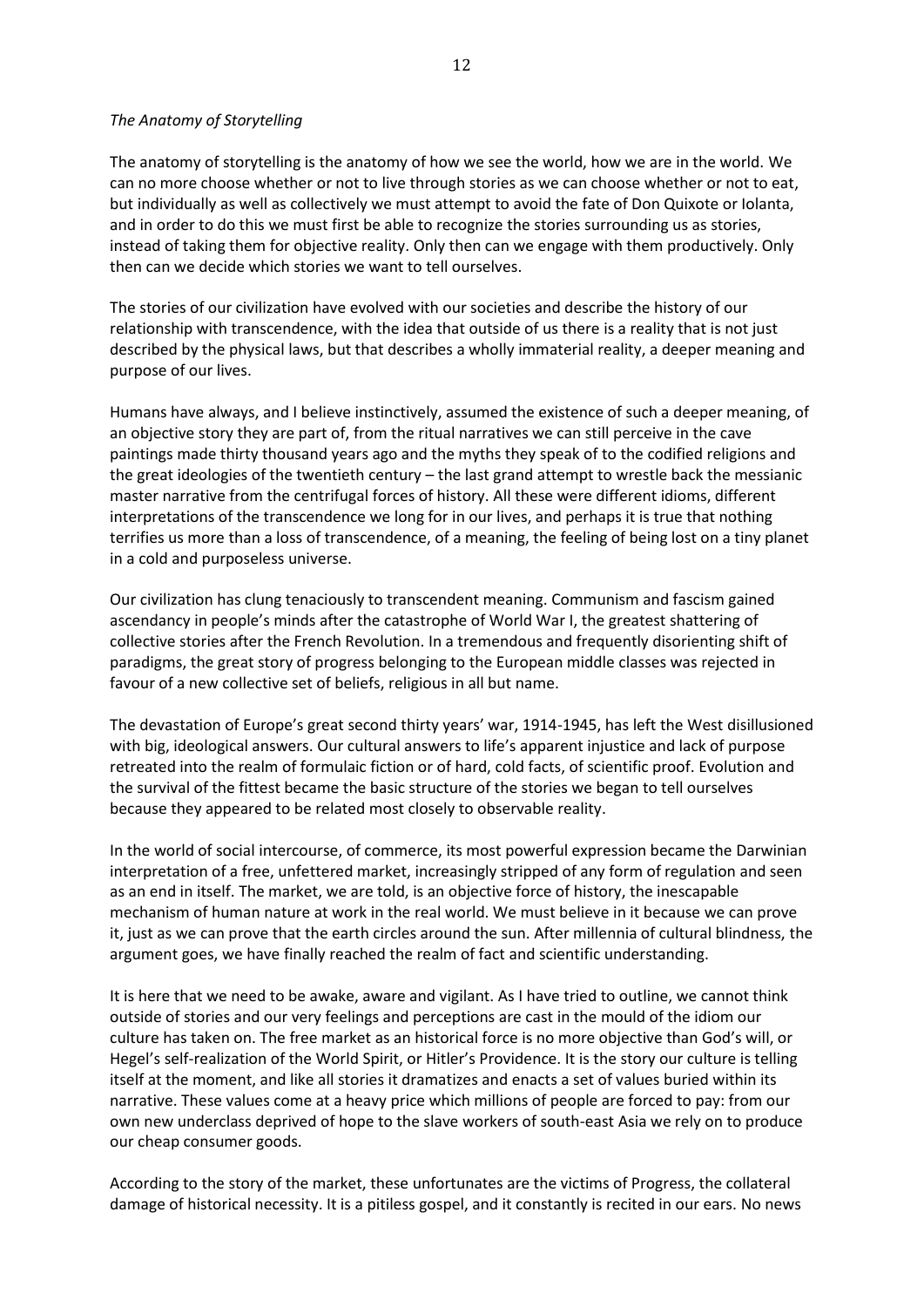*The Anatomy of Storytelling*

The anatomy of storytelling is the anatomy of how we see the world, how we are in the world. We can no more choose whether or not to live through stories as we can choose whether or not to eat, but individually as well as collectively we must attempt to avoid the fate of Don Quixote or Iolanta, and in order to do this we must first be able to recognize the stories surrounding us as stories, instead of taking them for objective reality. Only then can we engage with them productively. Only then can we decide which stories we want to tell ourselves.

The stories of our civilization have evolved with our societies and describe the history of our relationship with transcendence, with the idea that outside of us there is a reality that is not just described by the physical laws, but that describes a wholly immaterial reality, a deeper meaning and purpose of our lives.

Humans have always, and I believe instinctively, assumed the existence of such a deeper meaning, of an objective story they are part of, from the ritual narratives we can still perceive in the cave paintings made thirty thousand years ago and the myths they speak of to the codified religions and the great ideologies of the twentieth century – the last grand attempt to wrestle back the messianic master narrative from the centrifugal forces of history. All these were different idioms, different interpretations of the transcendence we long for in our lives, and perhaps it is true that nothing terrifies us more than a loss of transcendence, of a meaning, the feeling of being lost on a tiny planet in a cold and purposeless universe.

Our civilization has clung tenaciously to transcendent meaning. Communism and fascism gained ascendancy in people's minds after the catastrophe of World War I, the greatest shattering of collective stories after the French Revolution. In a tremendous and frequently disorienting shift of paradigms, the great story of progress belonging to the European middle classes was rejected in favour of a new collective set of beliefs, religious in all but name.

The devastation of Europe's great second thirty years' war, 1914-1945, has left the West disillusioned with big, ideological answers. Our cultural answers to life's apparent injustice and lack of purpose retreated into the realm of formulaic fiction or of hard, cold facts, of scientific proof. Evolution and the survival of the fittest became the basic structure of the stories we began to tell ourselves because they appeared to be related most closely to observable reality.

In the world of social intercourse, of commerce, its most powerful expression became the Darwinian interpretation of a free, unfettered market, increasingly stripped of any form of regulation and seen as an end in itself. The market, we are told, is an objective force of history, the inescapable mechanism of human nature at work in the real world. We must believe in it because we can prove it, just as we can prove that the earth circles around the sun. After millennia of cultural blindness, the argument goes, we have finally reached the realm of fact and scientific understanding.

It is here that we need to be awake, aware and vigilant. As I have tried to outline, we cannot think outside of stories and our very feelings and perceptions are cast in the mould of the idiom our culture has taken on. The free market as an historical force is no more objective than God's will, or Hegel's self-realization of the World Spirit, or Hitler's Providence. It is the story our culture is telling itself at the moment, and like all stories it dramatizes and enacts a set of values buried within its narrative. These values come at a heavy price which millions of people are forced to pay: from our own new underclass deprived of hope to the slave workers of south-east Asia we rely on to produce our cheap consumer goods.

According to the story of the market, these unfortunates are the victims of Progress, the collateral damage of historical necessity. It is a pitiless gospel, and it constantly is recited in our ears. No news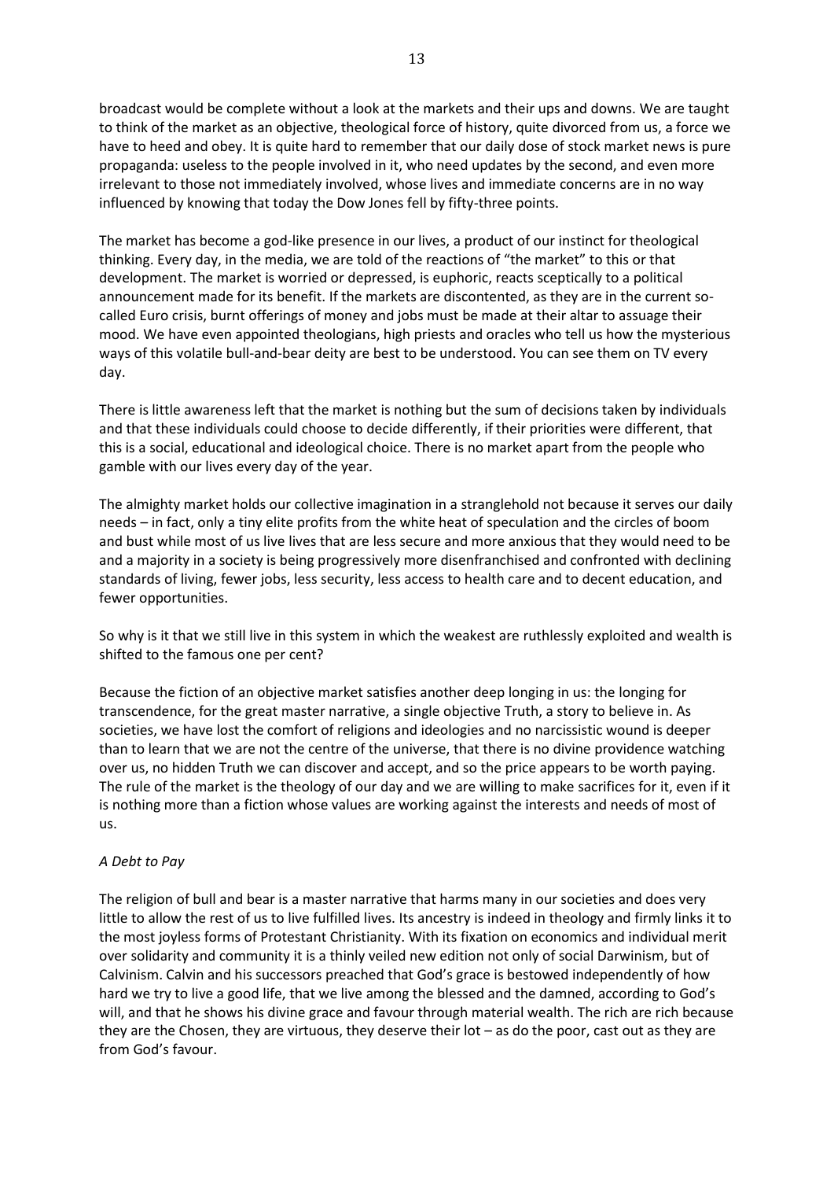broadcast would be complete without a look at the markets and their ups and downs. We are taught to think of the market as an objective, theological force of history, quite divorced from us, a force we have to heed and obey. It is quite hard to remember that our daily dose of stock market news is pure propaganda: useless to the people involved in it, who need updates by the second, and even more irrelevant to those not immediately involved, whose lives and immediate concerns are in no way influenced by knowing that today the Dow Jones fell by fifty-three points.

The market has become a god-like presence in our lives, a product of our instinct for theological thinking. Every day, in the media, we are told of the reactions of "the market" to this or that development. The market is worried or depressed, is euphoric, reacts sceptically to a political announcement made for its benefit. If the markets are discontented, as they are in the current so-called Euro crisis, burnt offerings of money and jobs must be made at their altar to assuage their mood. We have even appointed theologians, high priests and oracles who tell us how the mysterious ways of this volatile bull-and-bear deity are best to be understood. You can see them on TV every day.

There is little awareness left that the market is nothing but the sum of decisions taken by individuals and that these individuals could choose to decide differently, if their priorities were different, that this is a social, educational and ideological choice. There is no market apart from the people who gamble with our lives every day of the year.

The almighty market holds our collective imagination in a stranglehold not because it serves our daily needs – in fact, only a tiny elite profits from the white heat of speculation and the circles of boom and bust while most of us live lives that are less secure and more anxious that they would need to be and a majority in a society is being progressively more disenfranchised and confronted with declining standards of living, fewer jobs, less security, less access to health care and to decent education, and fewer opportunities.

So why is it that we still live in this system in which the weakest are ruthlessly exploited and wealth is shifted to the famous one per cent?

Because the fiction of an objective market satisfies another deep longing in us: the longing for transcendence, for the great master narrative, a single objective Truth, a story to believe in. As societies, we have lost the comfort of religions and ideologies and no narcissistic wound is deeper than to learn that we are not the centre of the universe, that there is no divine providence watching over us, no hidden Truth we can discover and accept, and so the price appears to be worth paying. The rule of the market is the theology of our day and we are willing to make sacrifices for it, even if it is nothing more than a fiction whose values are working against the interests and needs of most of us.

*A Debt to Pay*

The religion of bull and bear is a master narrative that harms many in our societies and does very little to allow the rest of us to live fulfilled lives. Its ancestry is indeed in theology and firmly links it to the most joyless forms of Protestant Christianity. With its fixation on economics and individual merit over solidarity and community it is a thinly veiled new edition not only of social Darwinism, but of Calvinism. Calvin and his successors preached that God's grace is bestowed independently of how hard we try to live a good life, that we live among the blessed and the damned, according to God's will, and that he shows his divine grace and favour through material wealth. The rich are rich because they are the Chosen, they are virtuous, they deserve their lot – as do the poor, cast out as they are from God's favour.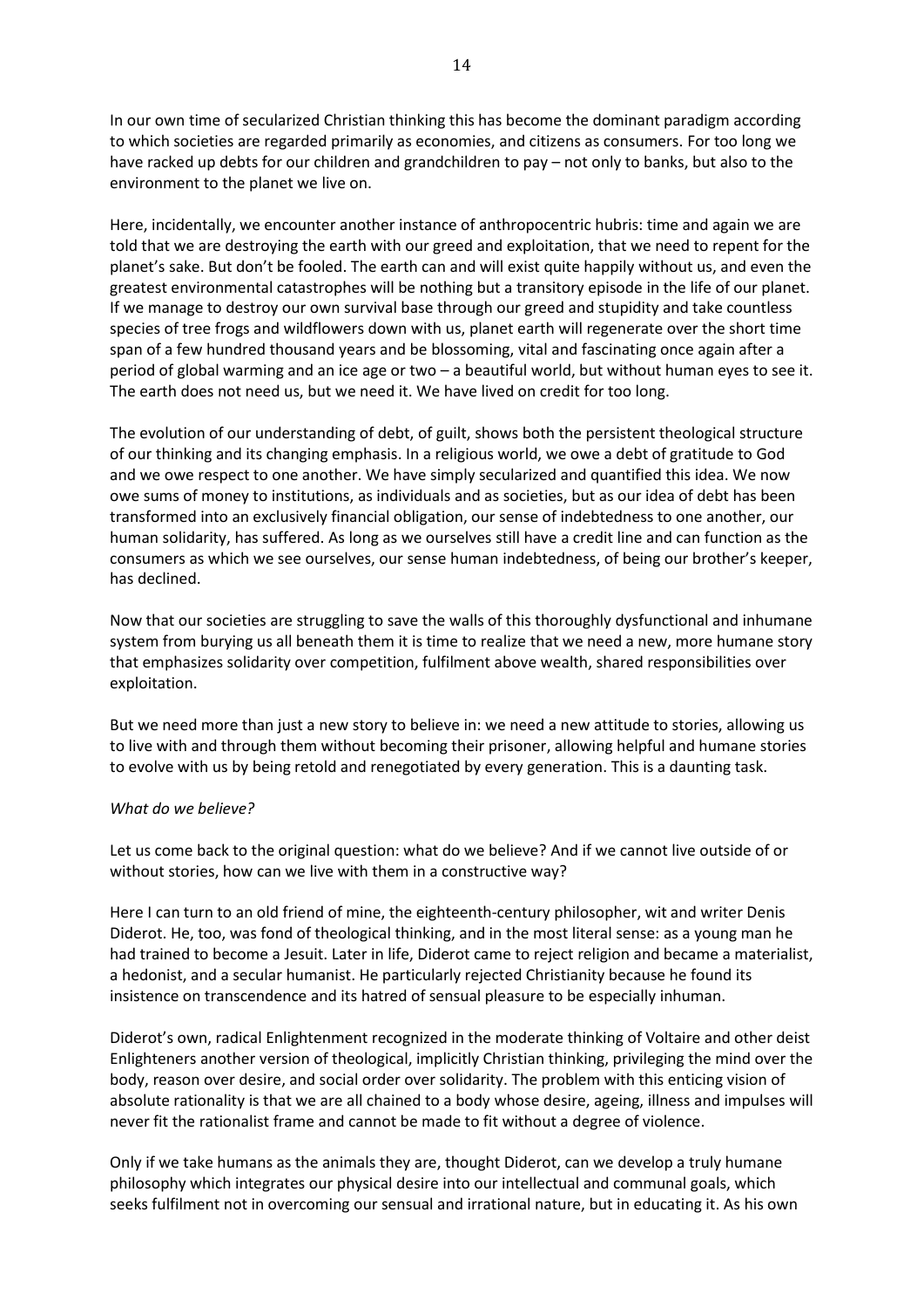In our own time of secularized Christian thinking this has become the dominant paradigm according to which societies are regarded primarily as economies, and citizens as consumers. For too long we have racked up debts for our children and grandchildren to pay – not only to banks, but also to the environment to the planet we live on.

Here, incidentally, we encounter another instance of anthropocentric hubris: time and again we are told that we are destroying the earth with our greed and exploitation, that we need to repent for the planet's sake. But don't be fooled. The earth can and will exist quite happily without us, and even the greatest environmental catastrophes will be nothing but a transitory episode in the life of our planet. If we manage to destroy our own survival base through our greed and stupidity and take countless species of tree frogs and wildflowers down with us, planet earth will regenerate over the short time span of a few hundred thousand years and be blossoming, vital and fascinating once again after a period of global warming and an ice age or two – a beautiful world, but without human eyes to see it. The earth does not need us, but we need it. We have lived on credit for too long.

The evolution of our understanding of debt, of guilt, shows both the persistent theological structure of our thinking and its changing emphasis. In a religious world, we owe a debt of gratitude to God and we owe respect to one another. We have simply secularized and quantified this idea. We now owe sums of money to institutions, as individuals and as societies, but as our idea of debt has been transformed into an exclusively financial obligation, our sense of indebtedness to one another, our human solidarity, has suffered. As long as we ourselves still have a credit line and can function as the consumers as which we see ourselves, our sense human indebtedness, of being our brother's keeper, has declined.

Now that our societies are struggling to save the walls of this thoroughly dysfunctional and inhumane system from burying us all beneath them it is time to realize that we need a new, more humane story that emphasizes solidarity over competition, fulfilment above wealth, shared responsibilities over exploitation.

But we need more than just a new story to believe in: we need a new attitude to stories, allowing us to live with and through them without becoming their prisoner, allowing helpful and humane stories to evolve with us by being retold and renegotiated by every generation. This is a daunting task.

*What do we believe?*

Let us come back to the original question: what do we believe? And if we cannot live outside of or without stories, how can we live with them in a constructive way?

Here I can turn to an old friend of mine, the eighteenth-century philosopher, wit and writer Denis Diderot. He, too, was fond of theological thinking, and in the most literal sense: as a young man he had trained to become a Jesuit. Later in life, Diderot came to reject religion and became a materialist, a hedonist, and a secular humanist. He particularly rejected Christianity because he found its insistence on transcendence and its hatred of sensual pleasure to be especially inhuman.

Diderot's own, radical Enlightenment recognized in the moderate thinking of Voltaire and other deist Enlighteners another version of theological, implicitly Christian thinking, privileging the mind over the body, reason over desire, and social order over solidarity. The problem with this enticing vision of absolute rationality is that we are all chained to a body whose desire, ageing, illness and impulses will never fit the rationalist frame and cannot be made to fit without a degree of violence.

Only if we take humans as the animals they are, thought Diderot, can we develop a truly humane philosophy which integrates our physical desire into our intellectual and communal goals, which seeks fulfilment not in overcoming our sensual and irrational nature, but in educating it. As his own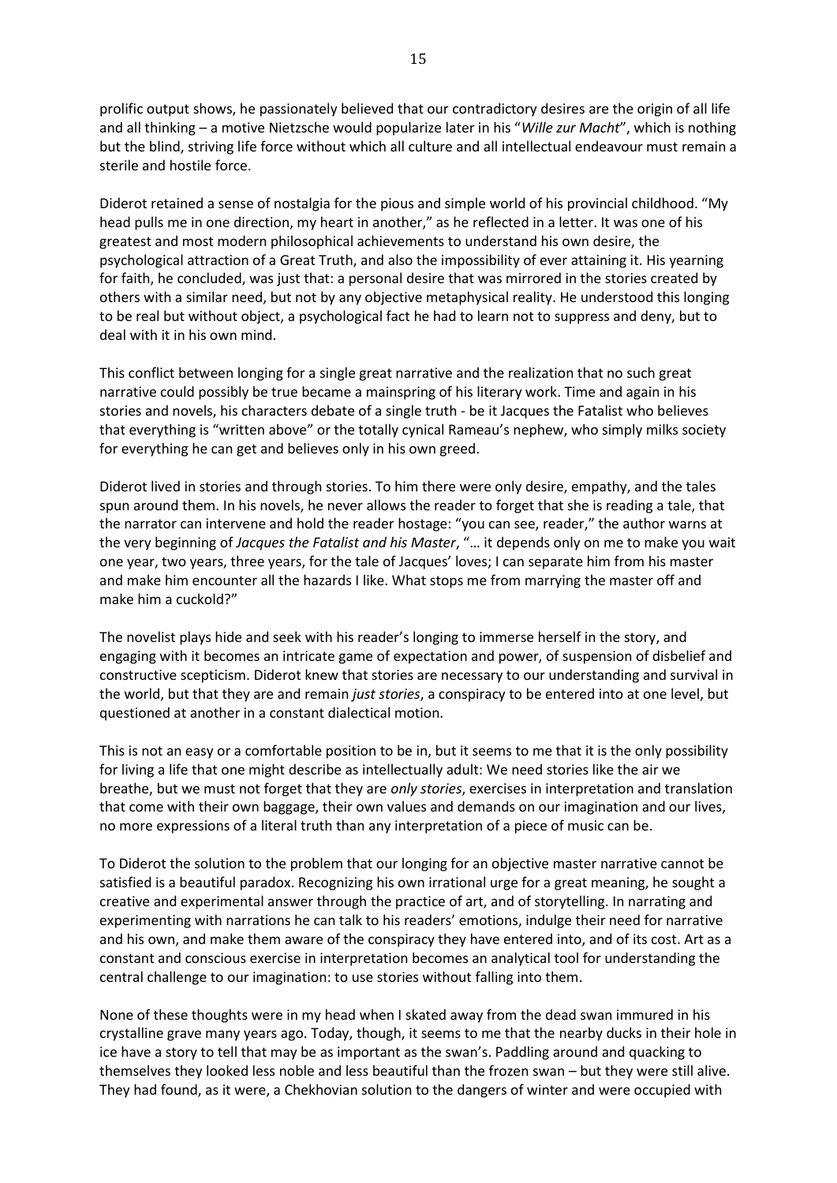prolific output shows, he passionately believed that our contradictory desires are the origin of all life and all thinking – a motive Nietzsche would popularize later in his "*Wille zur Macht*", which is nothing but the blind, striving life force without which all culture and all intellectual endeavour must remain a sterile and hostile force.

Diderot retained a sense of nostalgia for the pious and simple world of his provincial childhood. "My head pulls me in one direction, my heart in another," as he reflected in a letter. It was one of his greatest and most modern philosophical achievements to understand his own desire, the psychological attraction of a Great Truth, and also the impossibility of ever attaining it. His yearning for faith, he concluded, was just that: a personal desire that was mirrored in the stories created by others with a similar need, but not by any objective metaphysical reality. He understood this longing to be real but without object, a psychological fact he had to learn not to suppress and deny, but to deal with it in his own mind.

This conflict between longing for a single great narrative and the realization that no such great narrative could possibly be true became a mainspring of his literary work. Time and again in his stories and novels, his characters debate of a single truth - be it Jacques the Fatalist who believes that everything is "written above" or the totally cynical Rameau's nephew, who simply milks society for everything he can get and believes only in his own greed.

Diderot lived in stories and through stories. To him there were only desire, empathy, and the tales spun around them. In his novels, he never allows the reader to forget that she is reading a tale, that the narrator can intervene and hold the reader hostage: "you can see, reader," the author warns at the very beginning of *Jacques the Fatalist and his Master*, "… it depends only on me to make you wait one year, two years, three years, for the tale of Jacques' loves; I can separate him from his master and make him encounter all the hazards I like. What stops me from marrying the master off and make him a cuckold?"

The novelist plays hide and seek with his reader's longing to immerse herself in the story, and engaging with it becomes an intricate game of expectation and power, of suspension of disbelief and constructive scepticism. Diderot knew that stories are necessary to our understanding and survival in the world, but that they are and remain *just stories*, a conspiracy to be entered into at one level, but questioned at another in a constant dialectical motion.

This is not an easy or a comfortable position to be in, but it seems to me that it is the only possibility for living a life that one might describe as intellectually adult: We need stories like the air we breathe, but we must not forget that they are *only stories*, exercises in interpretation and translation that come with their own baggage, their own values and demands on our imagination and our lives, no more expressions of a literal truth than any interpretation of a piece of music can be.

To Diderot the solution to the problem that our longing for an objective master narrative cannot be satisfied is a beautiful paradox. Recognizing his own irrational urge for a great meaning, he sought a creative and experimental answer through the practice of art, and of storytelling. In narrating and experimenting with narrations he can talk to his readers' emotions, indulge their need for narrative and his own, and make them aware of the conspiracy they have entered into, and of its cost. Art as a constant and conscious exercise in interpretation becomes an analytical tool for understanding the central challenge to our imagination: to use stories without falling into them.

None of these thoughts were in my head when I skated away from the dead swan immured in his crystalline grave many years ago. Today, though, it seems to me that the nearby ducks in their hole in ice have a story to tell that may be as important as the swan's. Paddling around and quacking to themselves they looked less noble and less beautiful than the frozen swan – but they were still alive. They had found, as it were, a Chekhovian solution to the dangers of winter and were occupied with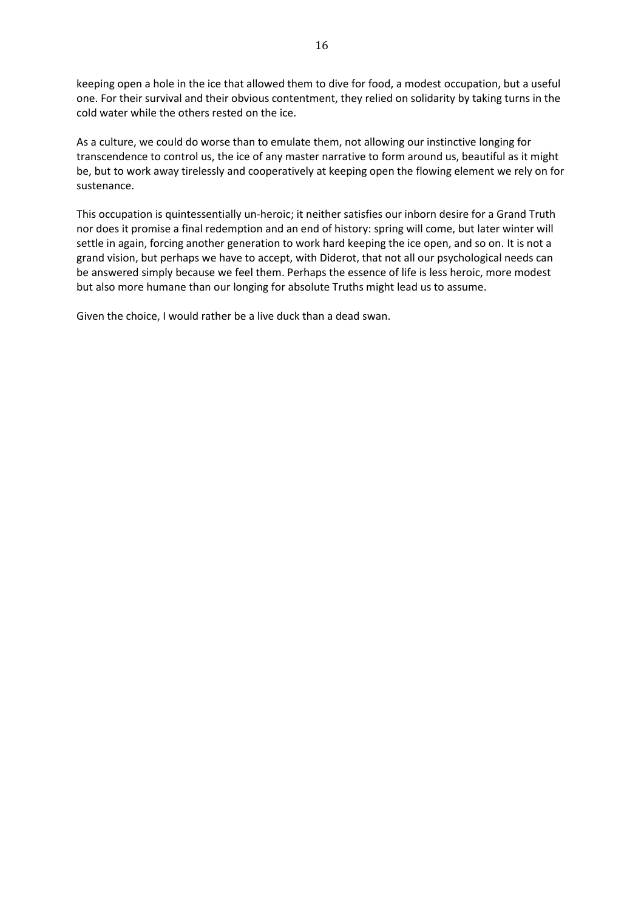keeping open a hole in the ice that allowed them to dive for food, a modest occupation, but a useful one. For their survival and their obvious contentment, they relied on solidarity by taking turns in the cold water while the others rested on the ice.

As a culture, we could do worse than to emulate them, not allowing our instinctive longing for transcendence to control us, the ice of any master narrative to form around us, beautiful as it might be, but to work away tirelessly and cooperatively at keeping open the flowing element we rely on for sustenance.

This occupation is quintessentially un-heroic; it neither satisfies our inborn desire for a Grand Truth nor does it promise a final redemption and an end of history: spring will come, but later winter will settle in again, forcing another generation to work hard keeping the ice open, and so on. It is not a grand vision, but perhaps we have to accept, with Diderot, that not all our psychological needs can be answered simply because we feel them. Perhaps the essence of life is less heroic, more modest but also more humane than our longing for absolute Truths might lead us to assume.

Given the choice, I would rather be a live duck than a dead swan.